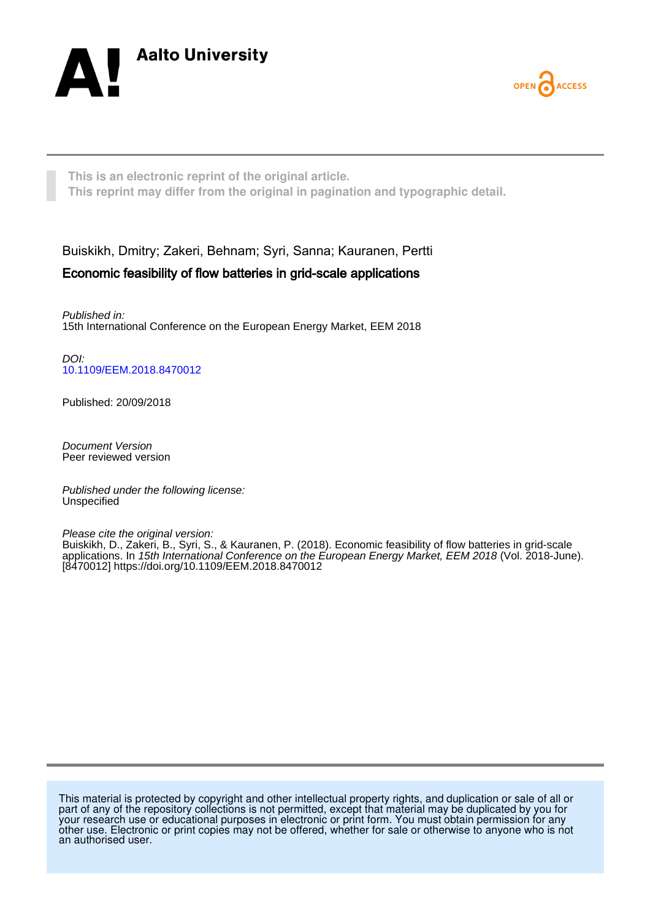Aalto University

OPEN ACCESS

This is an electronic reprint of the original article.
This reprint may differ from the original in pagination and typographic detail.

Buiskikh, Dmitry; Zakeri, Behnam; Syri, Sanna; Kauranen, Pertti

## Economic feasibility of flow batteries in grid-scale applications

*Published in:*
15th International Conference on the European Energy Market, EEM 2018

*DOI:*
[10.1109/EEM.2018.8470012](https://doi.org/10.1109/EEM.2018.8470012)

Published: 20/09/2018

*Document Version*
Peer reviewed version

*Published under the following license:*
Unspecified

*Please cite the original version:*
Buiskikh, D., Zakeri, B., Syri, S., & Kauranen, P. (2018). Economic feasibility of flow batteries in grid-scale applications. In *15th International Conference on the European Energy Market, EEM 2018* (Vol. 2018-June). [8470012] https://doi.org/10.1109/EEM.2018.8470012

This material is protected by copyright and other intellectual property rights, and duplication or sale of all or part of any of the repository collections is not permitted, except that material may be duplicated by you for your research use or educational purposes in electronic or print form. You must obtain permission for any other use. Electronic or print copies may not be offered, whether for sale or otherwise to anyone who is not an authorised user.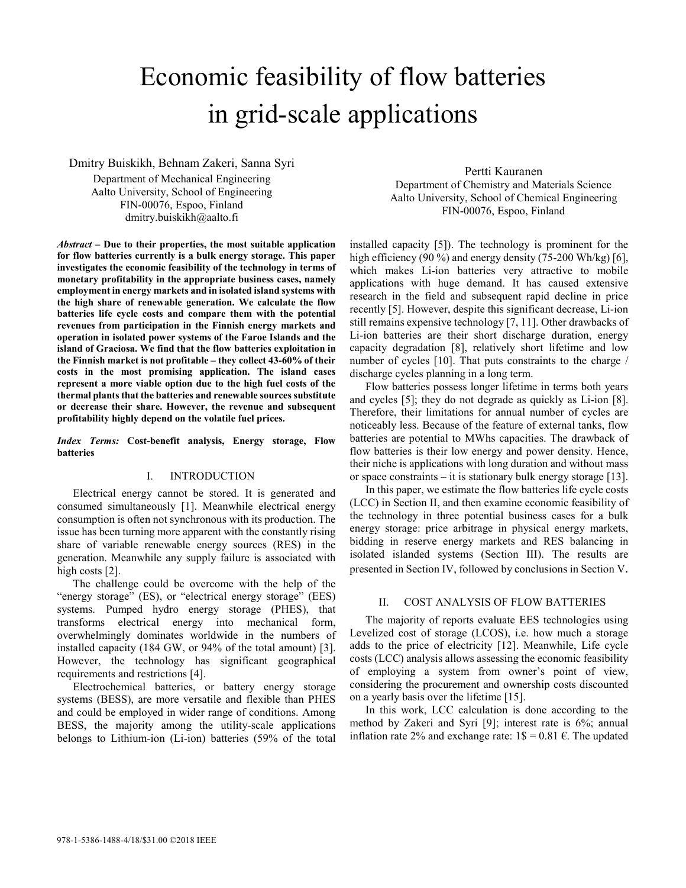# Economic feasibility of flow batteries in grid-scale applications

Dmitry Buiskikh, Behnam Zakeri, Sanna Syri
Department of Mechanical Engineering
Aalto University, School of Engineering
FIN-00076, Espoo, Finland
dmitry.buiskikh@aalto.fi

Pertti Kauranen
Department of Chemistry and Materials Science
Aalto University, School of Chemical Engineering
FIN-00076, Espoo, Finland

***Abstract* – Due to their properties, the most suitable application for flow batteries currently is a bulk energy storage. This paper investigates the economic feasibility of the technology in terms of monetary profitability in the appropriate business cases, namely employment in energy markets and in isolated island systems with the high share of renewable generation. We calculate the flow batteries life cycle costs and compare them with the potential revenues from participation in the Finnish energy markets and operation in isolated power systems of the Faroe Islands and the island of Graciosa. We find that the flow batteries exploitation in the Finnish market is not profitable – they collect 43-60% of their costs in the most promising application. The island cases represent a more viable option due to the high fuel costs of the thermal plants that the batteries and renewable sources substitute or decrease their share. However, the revenue and subsequent profitability highly depend on the volatile fuel prices.**

***Index Terms:* Cost-benefit analysis, Energy storage, Flow batteries**

## I. INTRODUCTION

Electrical energy cannot be stored. It is generated and consumed simultaneously [1]. Meanwhile electrical energy consumption is often not synchronous with its production. The issue has been turning more apparent with the constantly rising share of variable renewable energy sources (RES) in the generation. Meanwhile any supply failure is associated with high costs [2].

The challenge could be overcome with the help of the "energy storage" (ES), or "electrical energy storage" (EES) systems. Pumped hydro energy storage (PHES), that transforms electrical energy into mechanical form, overwhelmingly dominates worldwide in the numbers of installed capacity (184 GW, or 94% of the total amount) [3]. However, the technology has significant geographical requirements and restrictions [4].

Electrochemical batteries, or battery energy storage systems (BESS), are more versatile and flexible than PHES and could be employed in wider range of conditions. Among BESS, the majority among the utility-scale applications belongs to Lithium-ion (Li-ion) batteries (59% of the total installed capacity [5]). The technology is prominent for the high efficiency (90 %) and energy density (75-200 Wh/kg) [6], which makes Li-ion batteries very attractive to mobile applications with huge demand. It has caused extensive research in the field and subsequent rapid decline in price recently [5]. However, despite this significant decrease, Li-ion still remains expensive technology [7, 11]. Other drawbacks of Li-ion batteries are their short discharge duration, energy capacity degradation [8], relatively short lifetime and low number of cycles [10]. That puts constraints to the charge / discharge cycles planning in a long term.

Flow batteries possess longer lifetime in terms both years and cycles [5]; they do not degrade as quickly as Li-ion [8]. Therefore, their limitations for annual number of cycles are noticeably less. Because of the feature of external tanks, flow batteries are potential to MWhs capacities. The drawback of flow batteries is their low energy and power density. Hence, their niche is applications with long duration and without mass or space constraints – it is stationary bulk energy storage [13].

In this paper, we estimate the flow batteries life cycle costs (LCC) in Section II, and then examine economic feasibility of the technology in three potential business cases for a bulk energy storage: price arbitrage in physical energy markets, bidding in reserve energy markets and RES balancing in isolated islanded systems (Section III). The results are presented in Section IV, followed by conclusions in Section V.

## II. COST ANALYSIS OF FLOW BATTERIES

The majority of reports evaluate EES technologies using Levelized cost of storage (LCOS), i.e. how much a storage adds to the price of electricity [12]. Meanwhile, Life cycle costs (LCC) analysis allows assessing the economic feasibility of employing a system from owner's point of view, considering the procurement and ownership costs discounted on a yearly basis over the lifetime [15].

In this work, LCC calculation is done according to the method by Zakeri and Syri [9]; interest rate is 6%; annual inflation rate 2% and exchange rate: 1\$ = 0.81 €. The updated

978-1-5386-1488-4/18/$31.00 ©2018 IEEE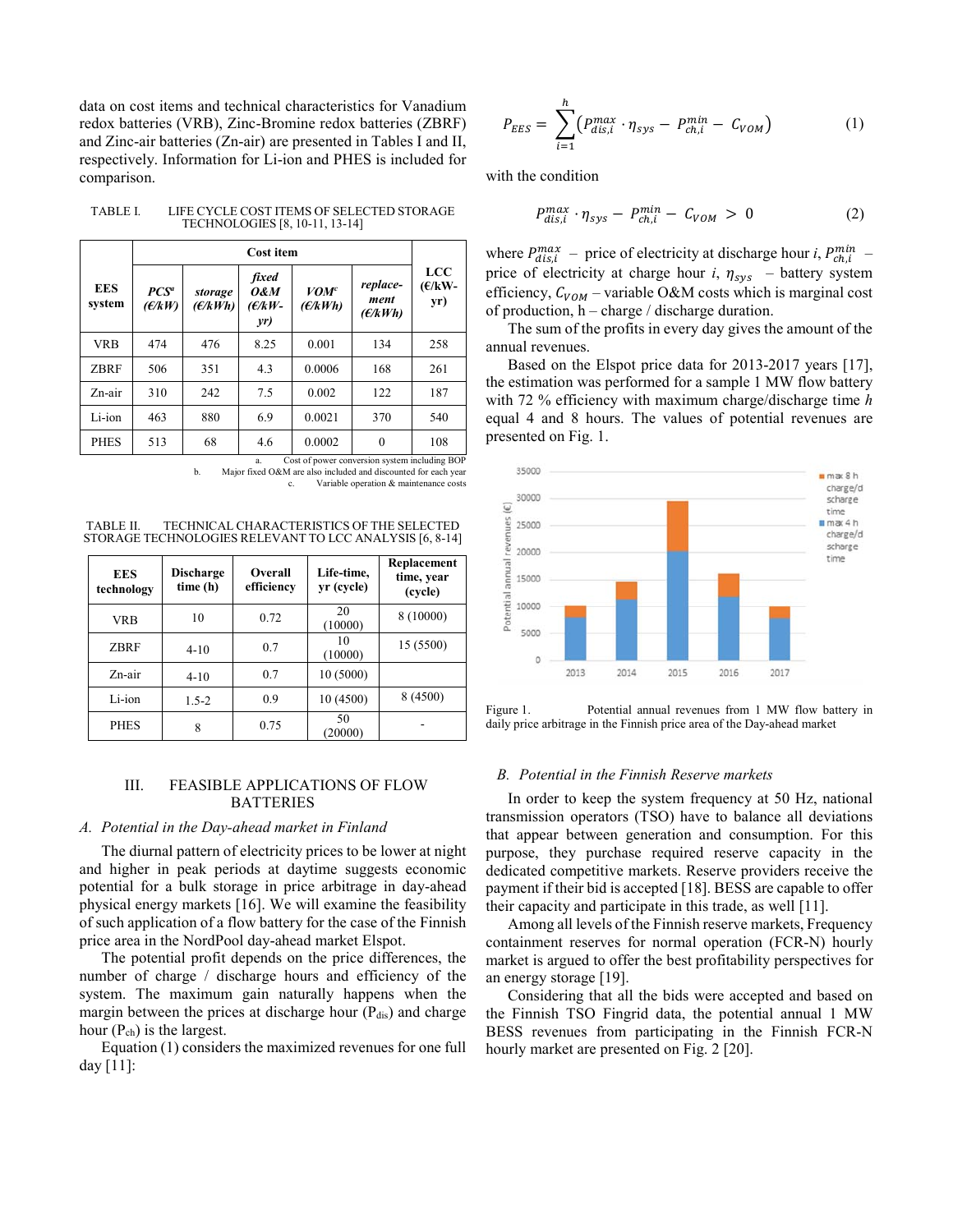data on cost items and technical characteristics for Vanadium redox batteries (VRB), Zinc-Bromine redox batteries (ZBRF) and Zinc-air batteries (Zn-air) are presented in Tables I and II, respectively. Information for Li-ion and PHES is included for comparison.

TABLE I. LIFE CYCLE COST ITEMS OF SELECTED STORAGE TECHNOLOGIES [8, 10-11, 13-14]

| EES system | Cost item | | | | | LCC (€/kW-yr) |
|---|---|---|---|---|---|---|
| | *PCS*[a] *(€/kW)* | *storage (€/kWh)* | *fixed O&M (€/kW-yr)* | *VOM*[c] *(€/kWh)* | *replace-ment (€/kWh)* | |
| VRB | 474 | 476 | 8.25 | 0.001 | 134 | 258 |
| ZBRF | 506 | 351 | 4.3 | 0.0006 | 168 | 261 |
| Zn-air | 310 | 242 | 7.5 | 0.002 | 122 | 187 |
| Li-ion | 463 | 880 | 6.9 | 0.0021 | 370 | 540 |
| PHES | 513 | 68 | 4.6 | 0.0002 | 0 | 108 |

a. Cost of power conversion system including BOP
b. Major fixed O&M are also included and discounted for each year
c. Variable operation & maintenance costs

TABLE II. TECHNICAL CHARACTERISTICS OF THE SELECTED STORAGE TECHNOLOGIES RELEVANT TO LCC ANALYSIS [6, 8-14]

| EES technology | Discharge time (h) | Overall efficiency | Life-time, yr (cycle) | Replacement time, year (cycle) |
|---|---|---|---|---|
| VRB | 10 | 0.72 | 20 (10000) | 8 (10000) |
| ZBRF | 4-10 | 0.7 | 10 (10000) | 15 (5500) |
| Zn-air | 4-10 | 0.7 | 10 (5000) | |
| Li-ion | 1.5-2 | 0.9 | 10 (4500) | 8 (4500) |
| PHES | 8 | 0.75 | 50 (20000) | - |

## III. FEASIBLE APPLICATIONS OF FLOW BATTERIES

### A. Potential in the Day-ahead market in Finland

The diurnal pattern of electricity prices to be lower at night and higher in peak periods at daytime suggests economic potential for a bulk storage in price arbitrage in day-ahead physical energy markets [16]. We will examine the feasibility of such application of a flow battery for the case of the Finnish price area in the NordPool day-ahead market Elspot.

The potential profit depends on the price differences, the number of charge / discharge hours and efficiency of the system. The maximum gain naturally happens when the margin between the prices at discharge hour ($P_{dis}$) and charge hour ($P_{ch}$) is the largest.

Equation (1) considers the maximized revenues for one full day [11]:

$$P_{EES} = \sum_{i=1}^{h} \left( P_{dis,i}^{max} \cdot \eta_{sys} - P_{ch,i}^{min} - C_{VOM} \right) \tag{1}$$

with the condition

$$P_{dis,i}^{max} \cdot \eta_{sys} - P_{ch,i}^{min} - C_{VOM} > 0 \tag{2}$$

where $P_{dis,i}^{max}$ – price of electricity at discharge hour *i*, $P_{ch,i}^{min}$ – price of electricity at charge hour *i*, $\eta_{sys}$ – battery system efficiency, $C_{VOM}$ – variable O&M costs which is marginal cost of production, h – charge / discharge duration.

The sum of the profits in every day gives the amount of the annual revenues.

Based on the Elspot price data for 2013-2017 years [17], the estimation was performed for a sample 1 MW flow battery with 72 % efficiency with maximum charge/discharge time *h* equal 4 and 8 hours. The values of potential revenues are presented on Fig. 1.

Figure 1. Potential annual revenues from 1 MW flow battery in daily price arbitrage in the Finnish price area of the Day-ahead market

### B. Potential in the Finnish Reserve markets

In order to keep the system frequency at 50 Hz, national transmission operators (TSO) have to balance all deviations that appear between generation and consumption. For this purpose, they purchase required reserve capacity in the dedicated competitive markets. Reserve providers receive the payment if their bid is accepted [18]. BESS are capable to offer their capacity and participate in this trade, as well [11].

Among all levels of the Finnish reserve markets, Frequency containment reserves for normal operation (FCR-N) hourly market is argued to offer the best profitability perspectives for an energy storage [19].

Considering that all the bids were accepted and based on the Finnish TSO Fingrid data, the potential annual 1 MW BESS revenues from participating in the Finnish FCR-N hourly market are presented on Fig. 2 [20].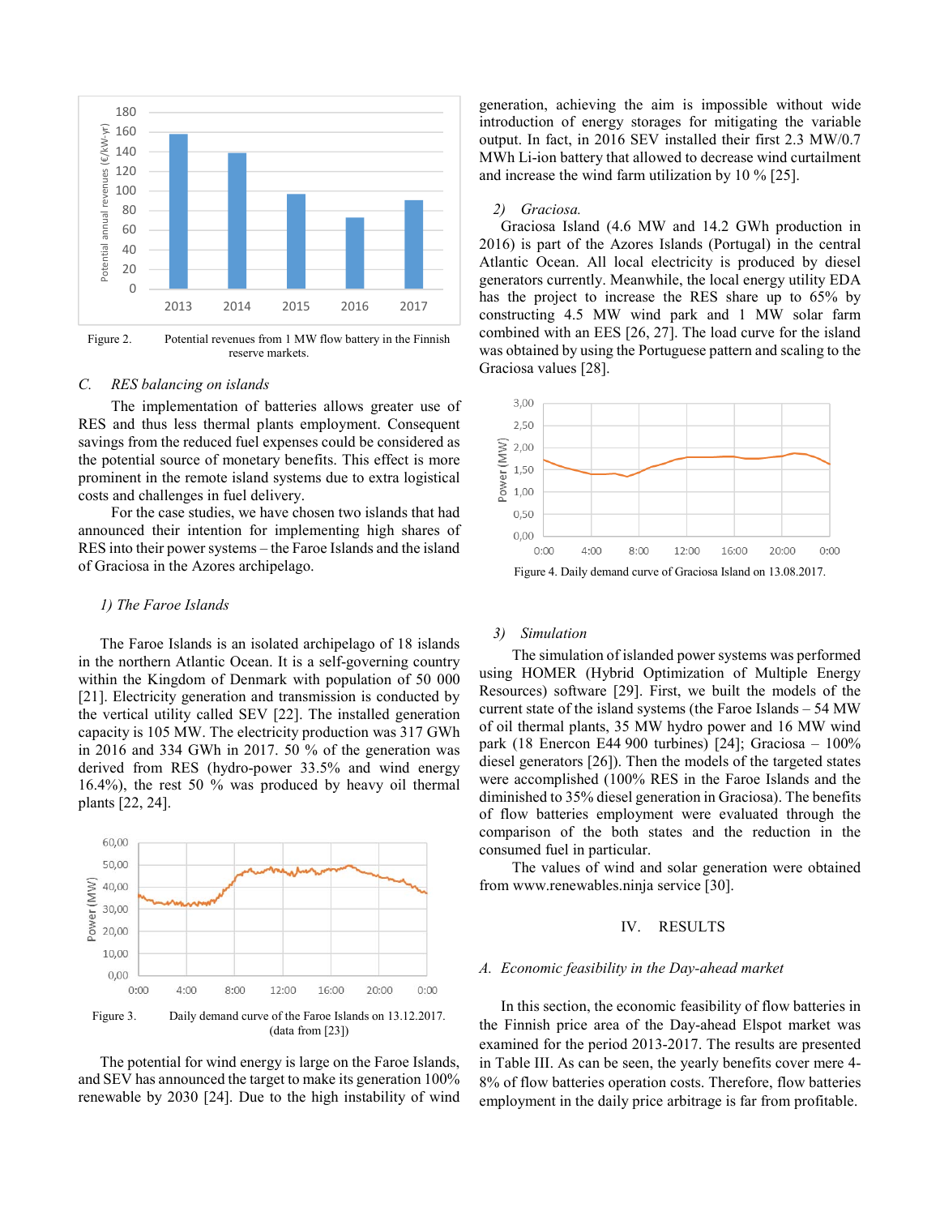Figure 2. Potential revenues from 1 MW flow battery in the Finnish reserve markets.

### C. RES balancing on islands

The implementation of batteries allows greater use of RES and thus less thermal plants employment. Consequent savings from the reduced fuel expenses could be considered as the potential source of monetary benefits. This effect is more prominent in the remote island systems due to extra logistical costs and challenges in fuel delivery.

For the case studies, we have chosen two islands that had announced their intention for implementing high shares of RES into their power systems – the Faroe Islands and the island of Graciosa in the Azores archipelago.

#### 1) The Faroe Islands

The Faroe Islands is an isolated archipelago of 18 islands in the northern Atlantic Ocean. It is a self-governing country within the Kingdom of Denmark with population of 50 000 [21]. Electricity generation and transmission is conducted by the vertical utility called SEV [22]. The installed generation capacity is 105 MW. The electricity production was 317 GWh in 2016 and 334 GWh in 2017. 50 % of the generation was derived from RES (hydro-power 33.5% and wind energy 16.4%), the rest 50 % was produced by heavy oil thermal plants [22, 24].

Figure 3. Daily demand curve of the Faroe Islands on 13.12.2017. (data from [23])

The potential for wind energy is large on the Faroe Islands, and SEV has announced the target to make its generation 100% renewable by 2030 [24]. Due to the high instability of wind generation, achieving the aim is impossible without wide introduction of energy storages for mitigating the variable output. In fact, in 2016 SEV installed their first 2.3 MW/0.7 MWh Li-ion battery that allowed to decrease wind curtailment and increase the wind farm utilization by 10 % [25].

#### 2) Graciosa.

Graciosa Island (4.6 MW and 14.2 GWh production in 2016) is part of the Azores Islands (Portugal) in the central Atlantic Ocean. All local electricity is produced by diesel generators currently. Meanwhile, the local energy utility EDA has the project to increase the RES share up to 65% by constructing 4.5 MW wind park and 1 MW solar farm combined with an EES [26, 27]. The load curve for the island was obtained by using the Portuguese pattern and scaling to the Graciosa values [28].

Figure 4. Daily demand curve of Graciosa Island on 13.08.2017.

#### 3) Simulation

The simulation of islanded power systems was performed using HOMER (Hybrid Optimization of Multiple Energy Resources) software [29]. First, we built the models of the current state of the island systems (the Faroe Islands – 54 MW of oil thermal plants, 35 MW hydro power and 16 MW wind park (18 Enercon E44 900 turbines) [24]; Graciosa – 100% diesel generators [26]). Then the models of the targeted states were accomplished (100% RES in the Faroe Islands and the diminished to 35% diesel generation in Graciosa). The benefits of flow batteries employment were evaluated through the comparison of the both states and the reduction in the consumed fuel in particular.

The values of wind and solar generation were obtained from www.renewables.ninja service [30].

## IV. RESULTS

### A. Economic feasibility in the Day-ahead market

In this section, the economic feasibility of flow batteries in the Finnish price area of the Day-ahead Elspot market was examined for the period 2013-2017. The results are presented in Table III. As can be seen, the yearly benefits cover mere 4-8% of flow batteries operation costs. Therefore, flow batteries employment in the daily price arbitrage is far from profitable.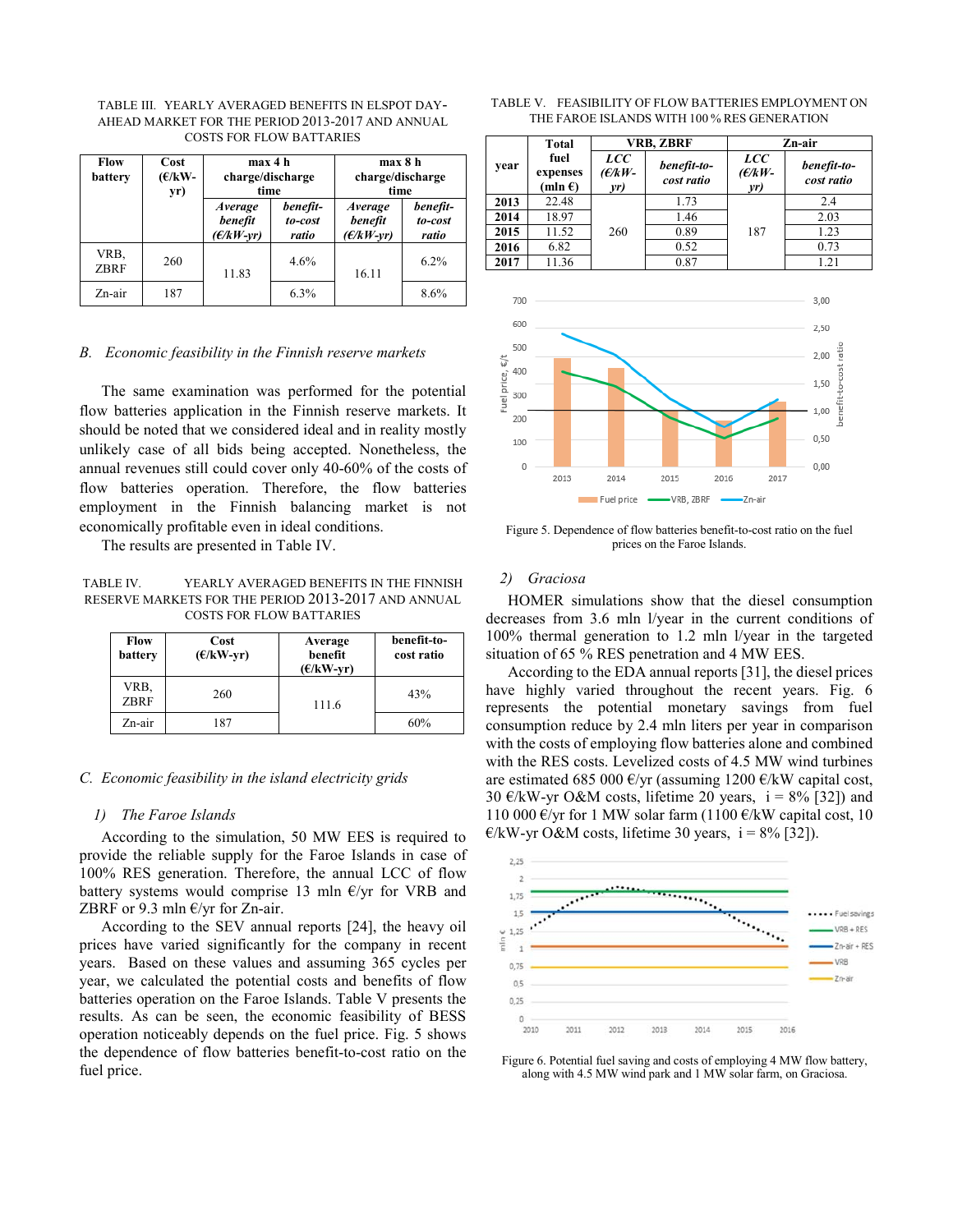TABLE III. YEARLY AVERAGED BENEFITS IN ELSPOT DAY-AHEAD MARKET FOR THE PERIOD 2013-2017 AND ANNUAL COSTS FOR FLOW BATTARIES

| Flow battery | Cost (€/kW-yr) | max 4 h charge/discharge time | | max 8 h charge/discharge time | |
|---|---|---|---|---|---|
| | | *Average benefit (€/kW-yr)* | *benefit-to-cost ratio* | *Average benefit (€/kW-yr)* | *benefit-to-cost ratio* |
| VRB, ZBRF | 260 | 11.83 | 4.6% | 16.11 | 6.2% |
| Zn-air | 187 | | 6.3% | | 8.6% |

### *B. Economic feasibility in the Finnish reserve markets*

The same examination was performed for the potential flow batteries application in the Finnish reserve markets. It should be noted that we considered ideal and in reality mostly unlikely case of all bids being accepted. Nonetheless, the annual revenues still could cover only 40-60% of the costs of flow batteries operation. Therefore, the flow batteries employment in the Finnish balancing market is not economically profitable even in ideal conditions.

The results are presented in Table IV.

TABLE IV. YEARLY AVERAGED BENEFITS IN THE FINNISH RESERVE MARKETS FOR THE PERIOD 2013-2017 AND ANNUAL COSTS FOR FLOW BATTARIES

| Flow battery | Cost (€/kW-yr) | Average benefit (€/kW-yr) | benefit-to-cost ratio |
|---|---|---|---|
| VRB, ZBRF | 260 | 111.6 | 43% |
| Zn-air | 187 | | 60% |

### *C. Economic feasibility in the island electricity grids*

#### *1) The Faroe Islands*

According to the simulation, 50 MW EES is required to provide the reliable supply for the Faroe Islands in case of 100% RES generation. Therefore, the annual LCC of flow battery systems would comprise 13 mln €/yr for VRB and ZBRF or 9.3 mln €/yr for Zn-air.

According to the SEV annual reports [24], the heavy oil prices have varied significantly for the company in recent years. Based on these values and assuming 365 cycles per year, we calculated the potential costs and benefits of flow batteries operation on the Faroe Islands. Table V presents the results. As can be seen, the economic feasibility of BESS operation noticeably depends on the fuel price. Fig. 5 shows the dependence of flow batteries benefit-to-cost ratio on the fuel price.

TABLE V. FEASIBILITY OF FLOW BATTERIES EMPLOYMENT ON THE FAROE ISLANDS WITH 100 % RES GENERATION

| year | Total fuel expenses (mln €) | VRB, ZBRF | | Zn-air | |
|---|---|---|---|---|---|
| | | *LCC (€/kW-yr)* | *benefit-to-cost ratio* | *LCC (€/kW-yr)* | *benefit-to-cost ratio* |
| **2013** | 22.48 | 260 | 1.73 | 187 | 2.4 |
| **2014** | 18.97 | | 1.46 | | 2.03 |
| **2015** | 11.52 | | 0.89 | | 1.23 |
| **2016** | 6.82 | | 0.52 | | 0.73 |
| **2017** | 11.36 | | 0.87 | | 1.21 |

Figure 5. Dependence of flow batteries benefit-to-cost ratio on the fuel prices on the Faroe Islands.

#### *2) Graciosa*

HOMER simulations show that the diesel consumption decreases from 3.6 mln l/year in the current conditions of 100% thermal generation to 1.2 mln l/year in the targeted situation of 65 % RES penetration and 4 MW EES.

According to the EDA annual reports [31], the diesel prices have highly varied throughout the recent years. Fig. 6 represents the potential monetary savings from fuel consumption reduce by 2.4 mln liters per year in comparison with the costs of employing flow batteries alone and combined with the RES costs. Levelized costs of 4.5 MW wind turbines are estimated 685 000 €/yr (assuming 1200 €/kW capital cost, 30 €/kW-yr O&M costs, lifetime 20 years, i = 8% [32]) and 110 000 €/yr for 1 MW solar farm (1100 €/kW capital cost, 10 €/kW-yr O&M costs, lifetime 30 years, i = 8% [32]).

Figure 6. Potential fuel saving and costs of employing 4 MW flow battery, along with 4.5 MW wind park and 1 MW solar farm, on Graciosa.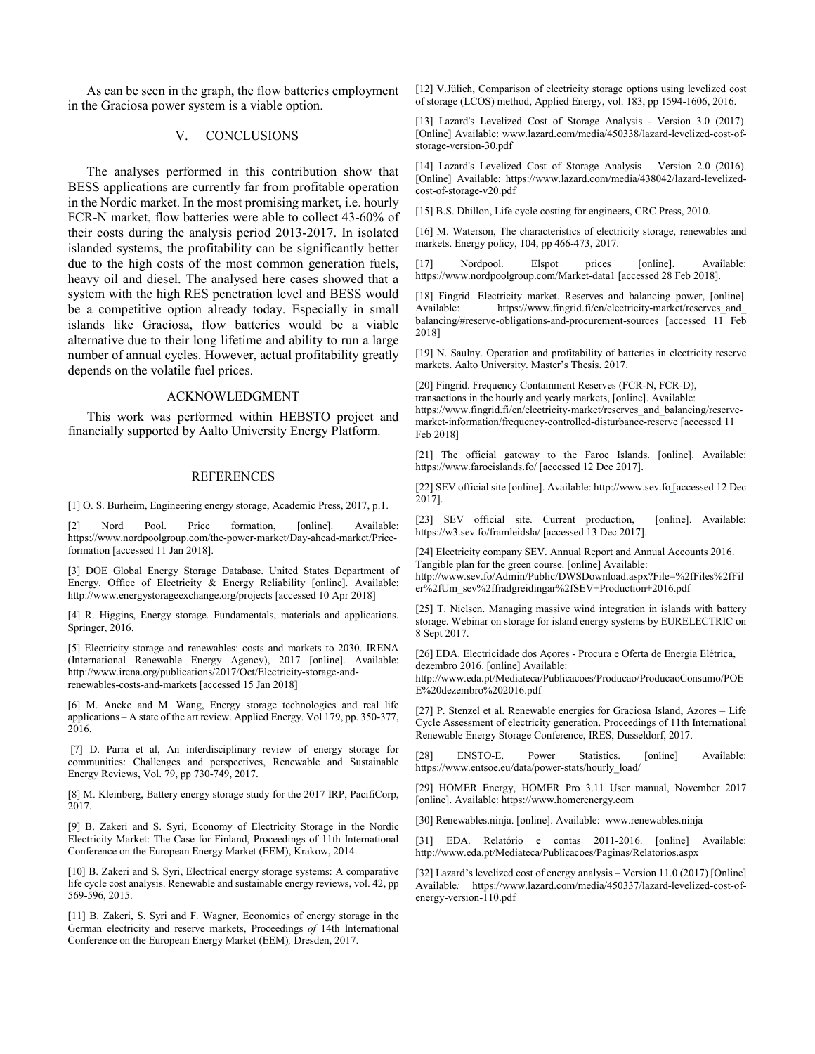As can be seen in the graph, the flow batteries employment in the Graciosa power system is a viable option.

## V. CONCLUSIONS

The analyses performed in this contribution show that BESS applications are currently far from profitable operation in the Nordic market. In the most promising market, i.e. hourly FCR-N market, flow batteries were able to collect 43-60% of their costs during the analysis period 2013-2017. In isolated islanded systems, the profitability can be significantly better due to the high costs of the most common generation fuels, heavy oil and diesel. The analysed here cases showed that a system with the high RES penetration level and BESS would be a competitive option already today. Especially in small islands like Graciosa, flow batteries would be a viable alternative due to their long lifetime and ability to run a large number of annual cycles. However, actual profitability greatly depends on the volatile fuel prices.

## ACKNOWLEDGMENT

This work was performed within HEBSTO project and financially supported by Aalto University Energy Platform.

## REFERENCES

[1] O. S. Burheim, Engineering energy storage, Academic Press, 2017, p.1.

[2] Nord Pool. Price formation, [online]. Available: https://www.nordpoolgroup.com/the-power-market/Day-ahead-market/Price-formation [accessed 11 Jan 2018].

[3] DOE Global Energy Storage Database. United States Department of Energy. Office of Electricity & Energy Reliability [online]. Available: http://www.energystorageexchange.org/projects [accessed 10 Apr 2018]

[4] R. Higgins, Energy storage. Fundamentals, materials and applications. Springer, 2016.

[5] Electricity storage and renewables: costs and markets to 2030. IRENA (International Renewable Energy Agency), 2017 [online]. Available: http://www.irena.org/publications/2017/Oct/Electricity-storage-and-renewables-costs-and-markets [accessed 15 Jan 2018]

[6] M. Aneke and M. Wang, Energy storage technologies and real life applications – A state of the art review. Applied Energy. Vol 179, pp. 350-377, 2016.

[7] D. Parra et al, An interdisciplinary review of energy storage for communities: Challenges and perspectives, Renewable and Sustainable Energy Reviews, Vol. 79, pp 730-749, 2017.

[8] M. Kleinberg, Battery energy storage study for the 2017 IRP, PacifiCorp, 2017.

[9] B. Zakeri and S. Syri, Economy of Electricity Storage in the Nordic Electricity Market: The Case for Finland, Proceedings of 11th International Conference on the European Energy Market (EEM), Krakow, 2014.

[10] B. Zakeri and S. Syri, Electrical energy storage systems: A comparative life cycle cost analysis. Renewable and sustainable energy reviews, vol. 42, pp 569-596, 2015.

[11] B. Zakeri, S. Syri and F. Wagner, Economics of energy storage in the German electricity and reserve markets, Proceedings *of* 14th International Conference on the European Energy Market (EEM)*,* Dresden, 2017.

[12] V.Jülich, Comparison of electricity storage options using levelized cost of storage (LCOS) method, Applied Energy, vol. 183, pp 1594-1606, 2016.

[13] Lazard's Levelized Cost of Storage Analysis - Version 3.0 (2017). [Online] Available: www.lazard.com/media/450338/lazard-levelized-cost-of-storage-version-30.pdf

[14] Lazard's Levelized Cost of Storage Analysis – Version 2.0 (2016). [Online] Available: https://www.lazard.com/media/438042/lazard-levelized-cost-of-storage-v20.pdf

[15] B.S. Dhillon, Life cycle costing for engineers, CRC Press, 2010.

[16] M. Waterson, The characteristics of electricity storage, renewables and markets. Energy policy, 104, pp 466-473, 2017.

[17] Nordpool. Elspot prices [online]. Available: https://www.nordpoolgroup.com/Market-data1 [accessed 28 Feb 2018].

[18] Fingrid. Electricity market. Reserves and balancing power, [online]. Available: https://www.fingrid.fi/en/electricity-market/reserves_and_balancing/#reserve-obligations-and-procurement-sources [accessed 11 Feb 2018]

[19] N. Saulny. Operation and profitability of batteries in electricity reserve markets. Aalto University. Master's Thesis. 2017.

[20] Fingrid. Frequency Containment Reserves (FCR-N, FCR-D), transactions in the hourly and yearly markets, [online]. Available: https://www.fingrid.fi/en/electricity-market/reserves_and_balancing/reserve-market-information/frequency-controlled-disturbance-reserve [accessed 11 Feb 2018]

[21] The official gateway to the Faroe Islands. [online]. Available: https://www.faroeislands.fo/ [accessed 12 Dec 2017].

[22] SEV official site [online]. Available: http://www.sev.fo [accessed 12 Dec 2017].

[23] SEV official site. Current production, [online]. Available: https://w3.sev.fo/framleidsla/ [accessed 13 Dec 2017].

[24] Electricity company SEV. Annual Report and Annual Accounts 2016. Tangible plan for the green course. [online] Available: http://www.sev.fo/Admin/Public/DWSDownload.aspx?File=%2fFiles%2fFiler%2fUm_sev%2ffradgreidingar%2fSEV+Production+2016.pdf

[25] T. Nielsen. Managing massive wind integration in islands with battery storage. Webinar on storage for island energy systems by EURELECTRIC on 8 Sept 2017.

[26] EDA. Electricidade dos Açores - Procura e Oferta de Energia Elétrica, dezembro 2016. [online] Available: http://www.eda.pt/Mediateca/Publicacoes/Producao/ProducaoConsumo/POEE%20dezembro%202016.pdf

[27] P. Stenzel et al. Renewable energies for Graciosa Island, Azores – Life Cycle Assessment of electricity generation. Proceedings of 11th International Renewable Energy Storage Conference, IRES, Dusseldorf, 2017.

[28] ENSTO-E. Power Statistics. [online] Available: https://www.entsoe.eu/data/power-stats/hourly_load/

[29] HOMER Energy, HOMER Pro 3.11 User manual, November 2017 [online]. Available: https://www.homerenergy.com

[30] Renewables.ninja. [online]. Available: www.renewables.ninja

[31] EDA. Relatório e contas 2011-2016. [online] Available: http://www.eda.pt/Mediateca/Publicacoes/Paginas/Relatorios.aspx

[32] Lazard's levelized cost of energy analysis – Version 11.0 (2017) [Online] Available*:* https://www.lazard.com/media/450337/lazard-levelized-cost-of-energy-version-110.pdf